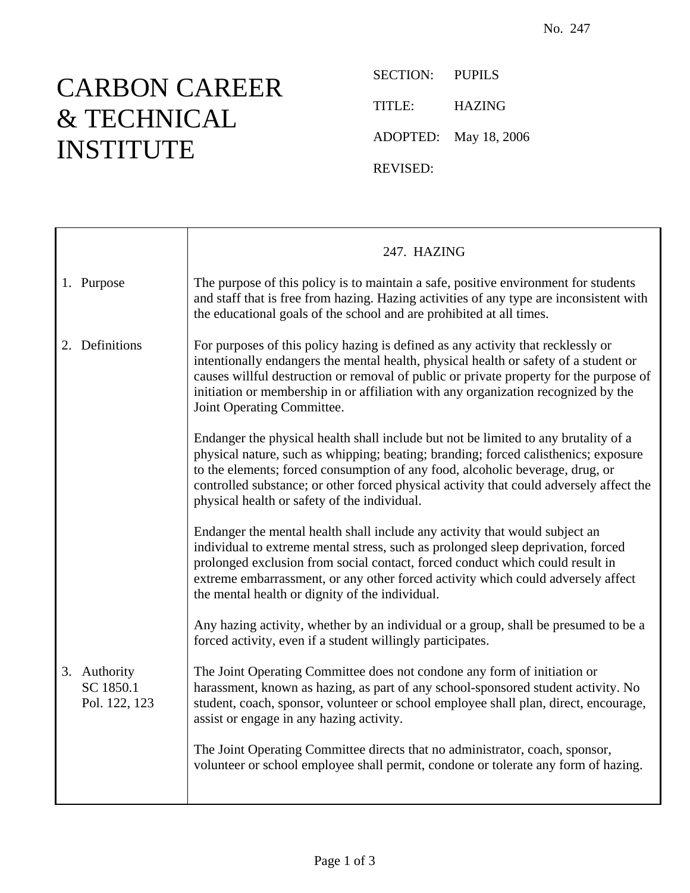No. 247

# CARBON CAREER & TECHNICAL INSTITUTE

SECTION: PUPILS

TITLE: HAZING

ADOPTED: May 18, 2006

REVISED:

## 247. HAZING

### 1. Purpose

The purpose of this policy is to maintain a safe, positive environment for students and staff that is free from hazing. Hazing activities of any type are inconsistent with the educational goals of the school and are prohibited at all times.

### 2. Definitions

For purposes of this policy hazing is defined as any activity that recklessly or intentionally endangers the mental health, physical health or safety of a student or causes willful destruction or removal of public or private property for the purpose of initiation or membership in or affiliation with any organization recognized by the Joint Operating Committee.

Endanger the physical health shall include but not be limited to any brutality of a physical nature, such as whipping; beating; branding; forced calisthenics; exposure to the elements; forced consumption of any food, alcoholic beverage, drug, or controlled substance; or other forced physical activity that could adversely affect the physical health or safety of the individual.

Endanger the mental health shall include any activity that would subject an individual to extreme mental stress, such as prolonged sleep deprivation, forced prolonged exclusion from social contact, forced conduct which could result in extreme embarrassment, or any other forced activity which could adversely affect the mental health or dignity of the individual.

Any hazing activity, whether by an individual or a group, shall be presumed to be a forced activity, even if a student willingly participates.

### 3. Authority

SC 1850.1
Pol. 122, 123

The Joint Operating Committee does not condone any form of initiation or harassment, known as hazing, as part of any school-sponsored student activity. No student, coach, sponsor, volunteer or school employee shall plan, direct, encourage, assist or engage in any hazing activity.

The Joint Operating Committee directs that no administrator, coach, sponsor, volunteer or school employee shall permit, condone or tolerate any form of hazing.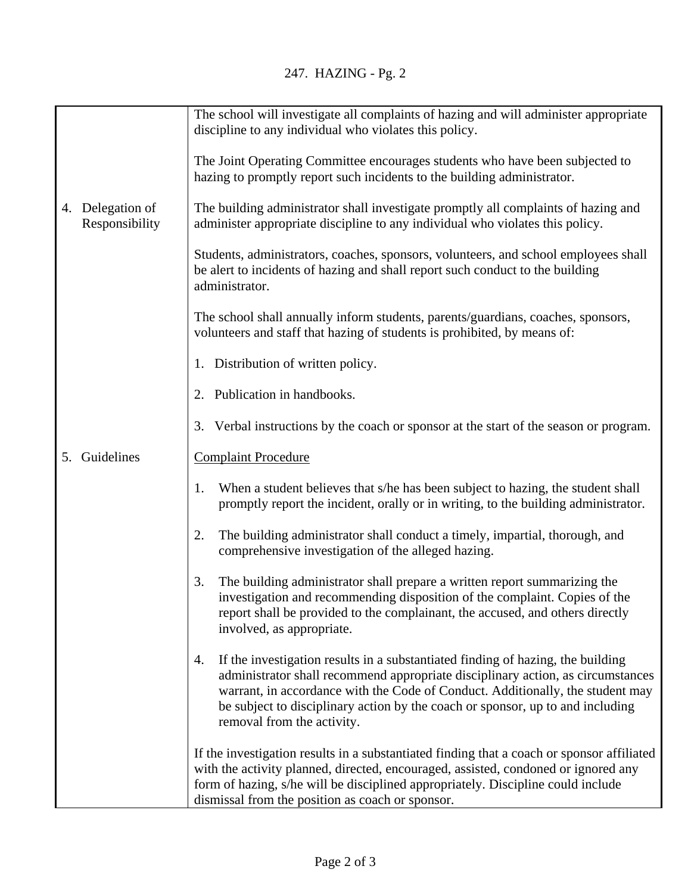The school will investigate all complaints of hazing and will administer appropriate discipline to any individual who violates this policy.

The Joint Operating Committee encourages students who have been subjected to hazing to promptly report such incidents to the building administrator.

## 4. Delegation of Responsibility

The building administrator shall investigate promptly all complaints of hazing and administer appropriate discipline to any individual who violates this policy.

Students, administrators, coaches, sponsors, volunteers, and school employees shall be alert to incidents of hazing and shall report such conduct to the building administrator.

The school shall annually inform students, parents/guardians, coaches, sponsors, volunteers and staff that hazing of students is prohibited, by means of:

1. Distribution of written policy.
2. Publication in handbooks.
3. Verbal instructions by the coach or sponsor at the start of the season or program.

## 5. Guidelines

<u>Complaint Procedure</u>

1. When a student believes that s/he has been subject to hazing, the student shall promptly report the incident, orally or in writing, to the building administrator.

2. The building administrator shall conduct a timely, impartial, thorough, and comprehensive investigation of the alleged hazing.

3. The building administrator shall prepare a written report summarizing the investigation and recommending disposition of the complaint. Copies of the report shall be provided to the complainant, the accused, and others directly involved, as appropriate.

4. If the investigation results in a substantiated finding of hazing, the building administrator shall recommend appropriate disciplinary action, as circumstances warrant, in accordance with the Code of Conduct. Additionally, the student may be subject to disciplinary action by the coach or sponsor, up to and including removal from the activity.

If the investigation results in a substantiated finding that a coach or sponsor affiliated with the activity planned, directed, encouraged, assisted, condoned or ignored any form of hazing, s/he will be disciplined appropriately. Discipline could include dismissal from the position as coach or sponsor.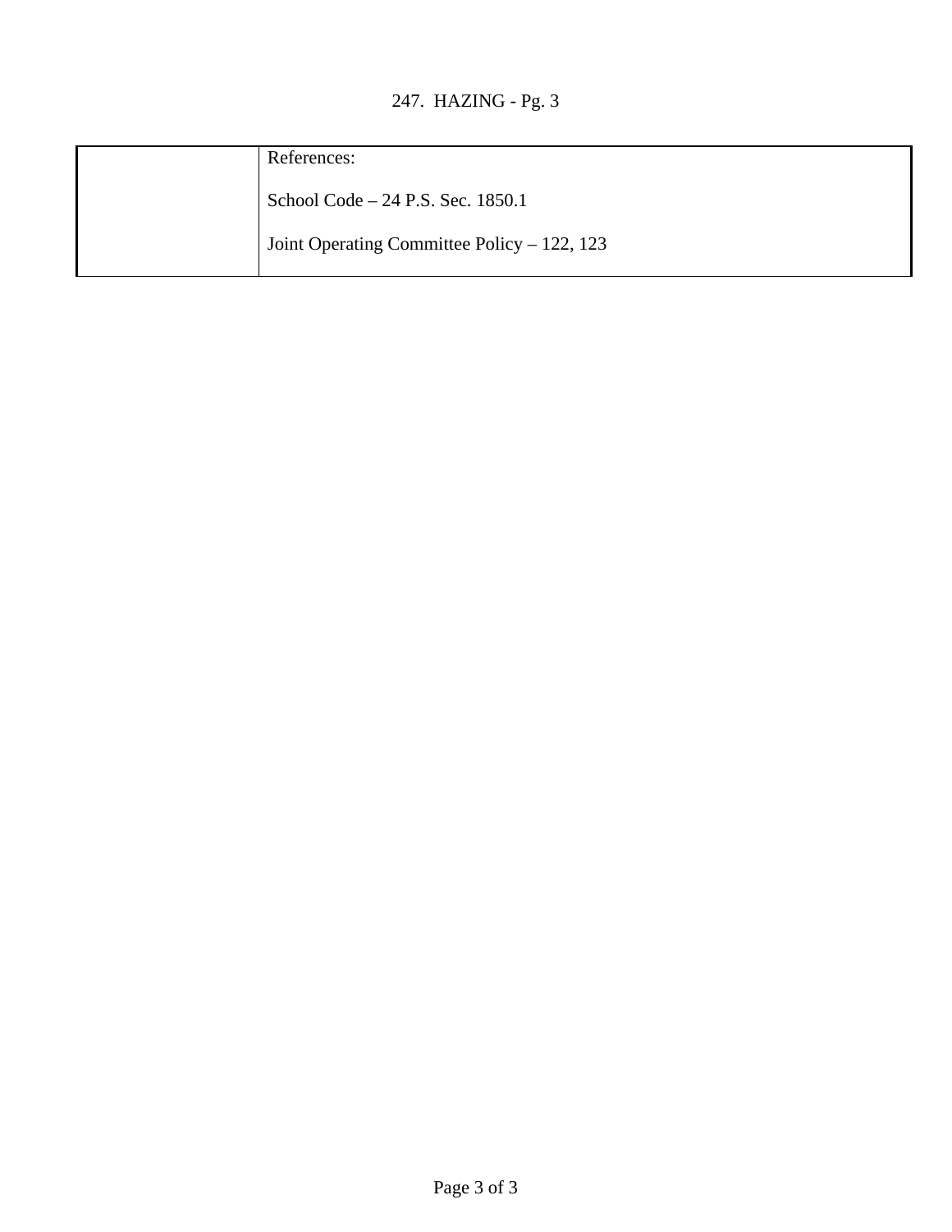| | |
|---|---|
| | References:<br><br>School Code – 24 P.S. Sec. 1850.1<br><br>Joint Operating Committee Policy – 122, 123 |